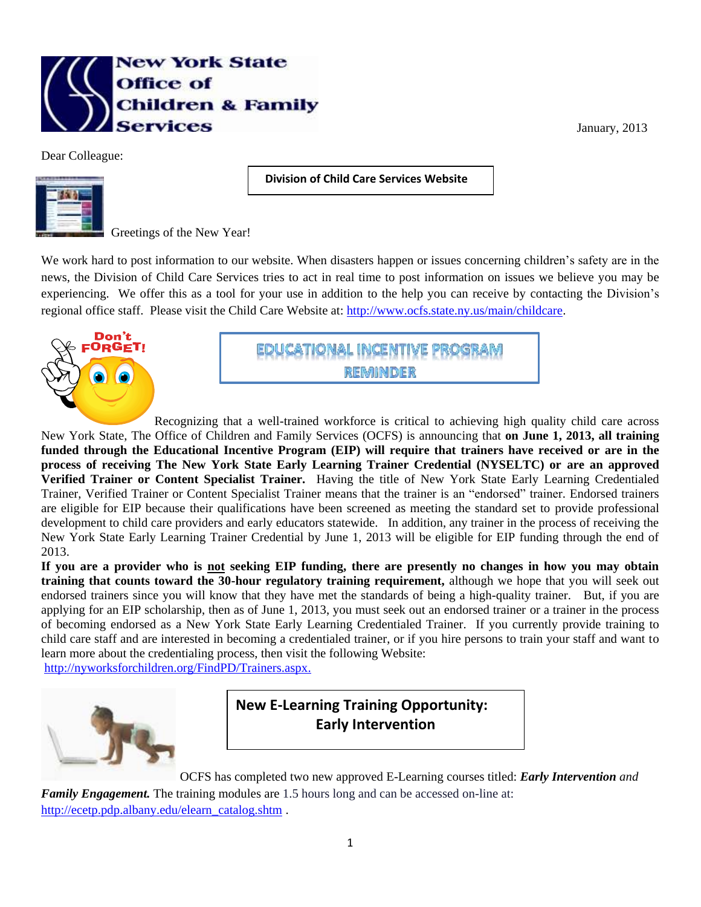New York State Office of Children & Family Services

January, 2013

Dear Colleague:

## Division of Child Care Services Website

Greetings of the New Year!

We work hard to post information to our website. When disasters happen or issues concerning children's safety are in the news, the Division of Child Care Services tries to act in real time to post information on issues we believe you may be experiencing. We offer this as a tool for your use in addition to the help you can receive by contacting the Division's regional office staff. Please visit the Child Care Website at: http://www.ocfs.state.ny.us/main/childcare.

Don't FORGET!

## EDUCATIONAL INCENTIVE PROGRAM REMINDER

Recognizing that a well-trained workforce is critical to achieving high quality child care across New York State, The Office of Children and Family Services (OCFS) is announcing that **on June 1, 2013, all training funded through the Educational Incentive Program (EIP) will require that trainers have received or are in the process of receiving The New York State Early Learning Trainer Credential (NYSELTC) or are an approved Verified Trainer or Content Specialist Trainer.** Having the title of New York State Early Learning Credentialed Trainer, Verified Trainer or Content Specialist Trainer means that the trainer is an "endorsed" trainer. Endorsed trainers are eligible for EIP because their qualifications have been screened as meeting the standard set to provide professional development to child care providers and early educators statewide. In addition, any trainer in the process of receiving the New York State Early Learning Trainer Credential by June 1, 2013 will be eligible for EIP funding through the end of 2013.

**If you are a provider who is <u>not</u> seeking EIP funding, there are presently no changes in how you may obtain training that counts toward the 30-hour regulatory training requirement,** although we hope that you will seek out endorsed trainers since you will know that they have met the standards of being a high-quality trainer. But, if you are applying for an EIP scholarship, then as of June 1, 2013, you must seek out an endorsed trainer or a trainer in the process of becoming endorsed as a New York State Early Learning Credentialed Trainer. If you currently provide training to child care staff and are interested in becoming a credentialed trainer, or if you hire persons to train your staff and want to learn more about the credentialing process, then visit the following Website: http://nyworksforchildren.org/FindPD/Trainers.aspx.

## New E-Learning Training Opportunity: Early Intervention

OCFS has completed two new approved E-Learning courses titled: ***Early Intervention*** *and* ***Family Engagement.*** The training modules are 1.5 hours long and can be accessed on-line at: http://ecetp.pdp.albany.edu/elearn_catalog.shtm .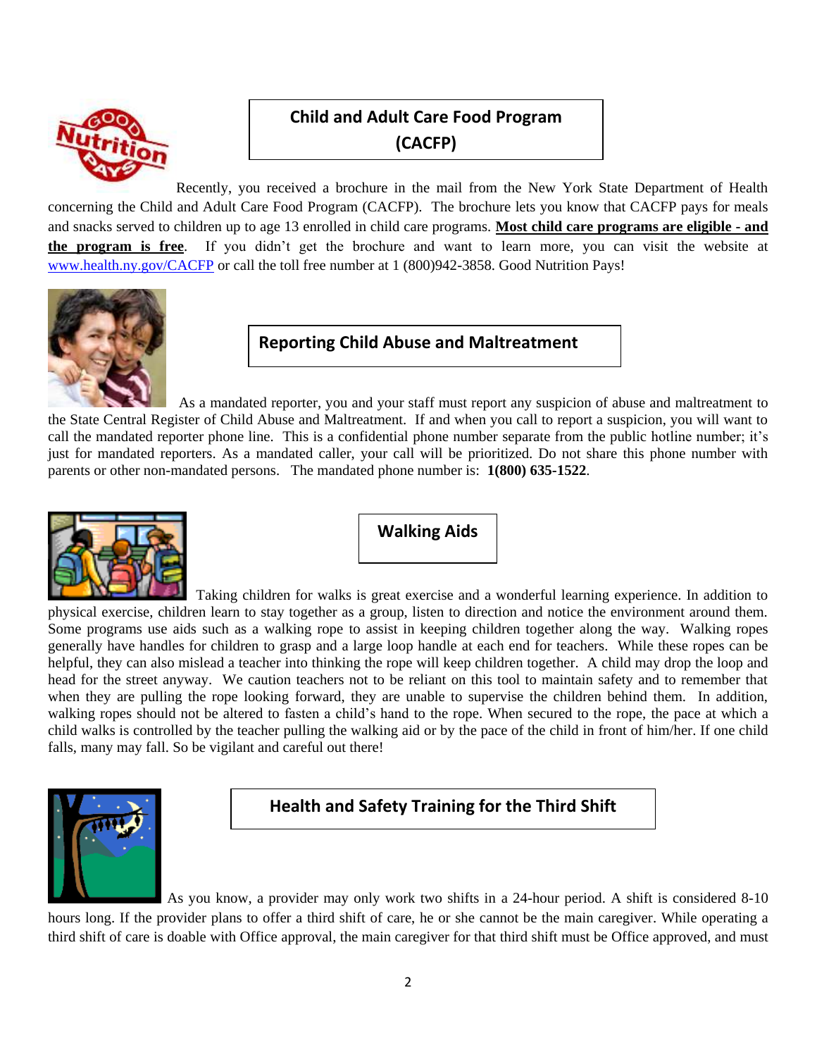## Child and Adult Care Food Program (CACFP)

Recently, you received a brochure in the mail from the New York State Department of Health concerning the Child and Adult Care Food Program (CACFP). The brochure lets you know that CACFP pays for meals and snacks served to children up to age 13 enrolled in child care programs. **Most child care programs are eligible - and the program is free**. If you didn't get the brochure and want to learn more, you can visit the website at www.health.ny.gov/CACFP or call the toll free number at 1 (800)942-3858. Good Nutrition Pays!

## Reporting Child Abuse and Maltreatment

As a mandated reporter, you and your staff must report any suspicion of abuse and maltreatment to the State Central Register of Child Abuse and Maltreatment. If and when you call to report a suspicion, you will want to call the mandated reporter phone line. This is a confidential phone number separate from the public hotline number; it's just for mandated reporters. As a mandated caller, your call will be prioritized. Do not share this phone number with parents or other non-mandated persons. The mandated phone number is: **1(800) 635-1522**.

## Walking Aids

Taking children for walks is great exercise and a wonderful learning experience. In addition to physical exercise, children learn to stay together as a group, listen to direction and notice the environment around them. Some programs use aids such as a walking rope to assist in keeping children together along the way. Walking ropes generally have handles for children to grasp and a large loop handle at each end for teachers. While these ropes can be helpful, they can also mislead a teacher into thinking the rope will keep children together. A child may drop the loop and head for the street anyway. We caution teachers not to be reliant on this tool to maintain safety and to remember that when they are pulling the rope looking forward, they are unable to supervise the children behind them. In addition, walking ropes should not be altered to fasten a child's hand to the rope. When secured to the rope, the pace at which a child walks is controlled by the teacher pulling the walking aid or by the pace of the child in front of him/her. If one child falls, many may fall. So be vigilant and careful out there!

## Health and Safety Training for the Third Shift

As you know, a provider may only work two shifts in a 24-hour period. A shift is considered 8-10 hours long. If the provider plans to offer a third shift of care, he or she cannot be the main caregiver. While operating a third shift of care is doable with Office approval, the main caregiver for that third shift must be Office approved, and must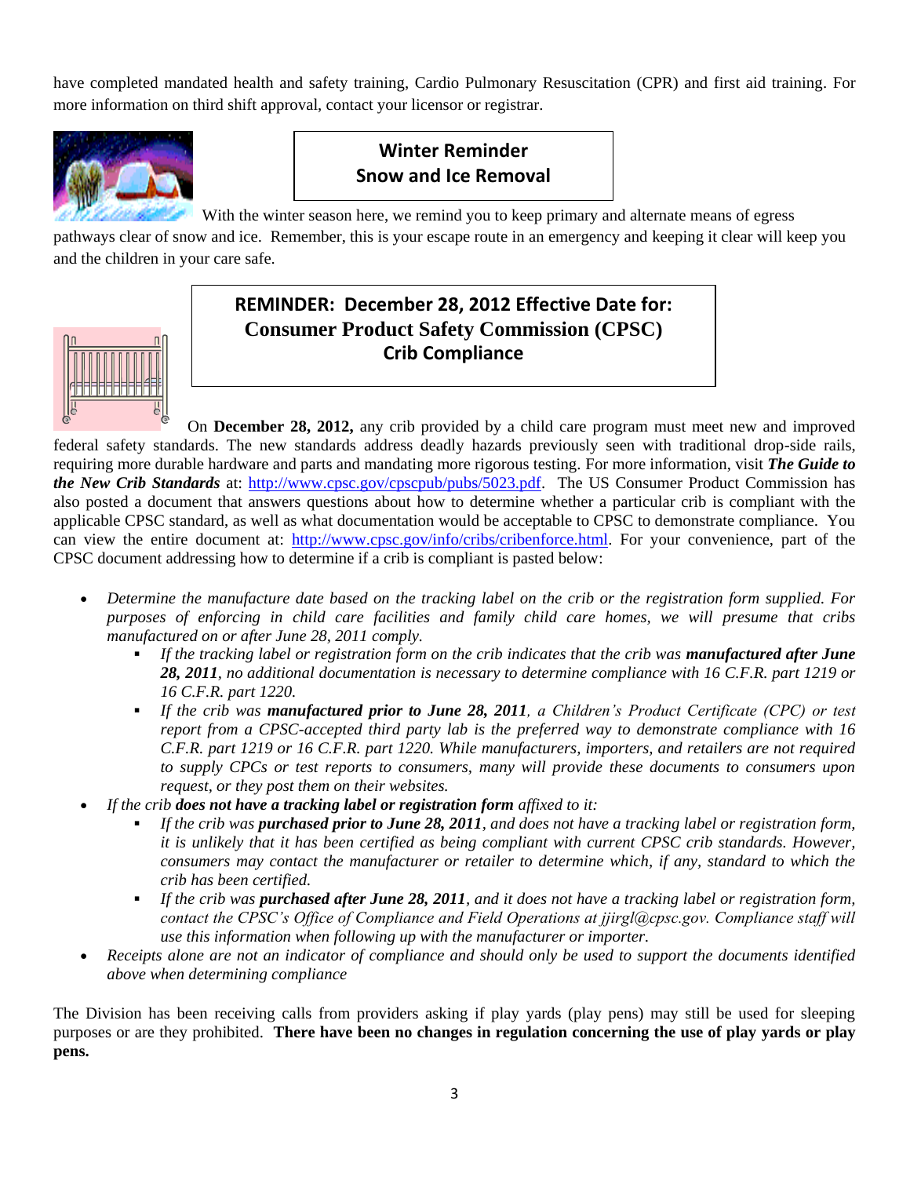have completed mandated health and safety training, Cardio Pulmonary Resuscitation (CPR) and first aid training. For more information on third shift approval, contact your licensor or registrar.

## Winter Reminder
## Snow and Ice Removal

With the winter season here, we remind you to keep primary and alternate means of egress pathways clear of snow and ice. Remember, this is your escape route in an emergency and keeping it clear will keep you and the children in your care safe.

## REMINDER: December 28, 2012 Effective Date for: Consumer Product Safety Commission (CPSC) Crib Compliance

On **December 28, 2012,** any crib provided by a child care program must meet new and improved federal safety standards. The new standards address deadly hazards previously seen with traditional drop-side rails, requiring more durable hardware and parts and mandating more rigorous testing. For more information, visit ***The Guide to the New Crib Standards*** at: http://www.cpsc.gov/cpscpub/pubs/5023.pdf. The US Consumer Product Commission has also posted a document that answers questions about how to determine whether a particular crib is compliant with the applicable CPSC standard, as well as what documentation would be acceptable to CPSC to demonstrate compliance. You can view the entire document at: http://www.cpsc.gov/info/cribs/cribenforce.html. For your convenience, part of the CPSC document addressing how to determine if a crib is compliant is pasted below:

- *Determine the manufacture date based on the tracking label on the crib or the registration form supplied. For purposes of enforcing in child care facilities and family child care homes, we will presume that cribs manufactured on or after June 28, 2011 comply.*
  - *If the tracking label or registration form on the crib indicates that the crib was* ***manufactured after June 28, 2011****, no additional documentation is necessary to determine compliance with 16 C.F.R. part 1219 or 16 C.F.R. part 1220.*
  - *If the crib was* ***manufactured prior to June 28, 2011****, a Children's Product Certificate (CPC) or test report from a CPSC-accepted third party lab is the preferred way to demonstrate compliance with 16 C.F.R. part 1219 or 16 C.F.R. part 1220. While manufacturers, importers, and retailers are not required to supply CPCs or test reports to consumers, many will provide these documents to consumers upon request, or they post them on their websites.*
- *If the crib* ***does not have a tracking label or registration form*** *affixed to it:*
  - *If the crib was* ***purchased prior to June 28, 2011****, and does not have a tracking label or registration form, it is unlikely that it has been certified as being compliant with current CPSC crib standards. However, consumers may contact the manufacturer or retailer to determine which, if any, standard to which the crib has been certified.*
  - *If the crib was* ***purchased after June 28, 2011****, and it does not have a tracking label or registration form, contact the CPSC's Office of Compliance and Field Operations at jjirgl@cpsc.gov. Compliance staff will use this information when following up with the manufacturer or importer.*
- *Receipts alone are not an indicator of compliance and should only be used to support the documents identified above when determining compliance*

The Division has been receiving calls from providers asking if play yards (play pens) may still be used for sleeping purposes or are they prohibited. **There have been no changes in regulation concerning the use of play yards or play pens.**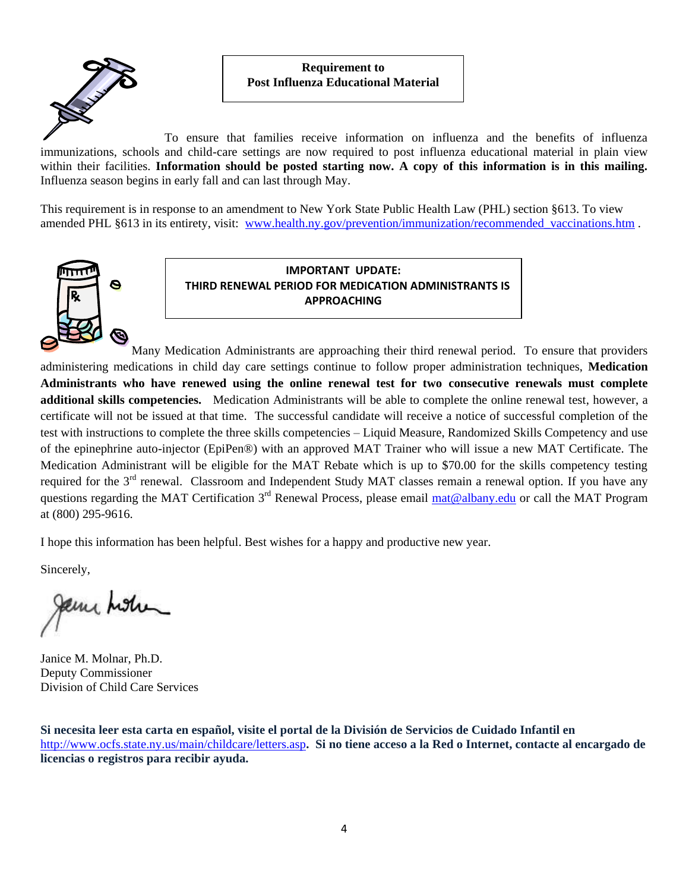**Requirement to Post Influenza Educational Material**

To ensure that families receive information on influenza and the benefits of influenza immunizations, schools and child-care settings are now required to post influenza educational material in plain view within their facilities. **Information should be posted starting now. A copy of this information is in this mailing.** Influenza season begins in early fall and can last through May.

This requirement is in response to an amendment to New York State Public Health Law (PHL) section §613. To view amended PHL §613 in its entirety, visit: [www.health.ny.gov/prevention/immunization/recommended_vaccinations.htm](www.health.ny.gov/prevention/immunization/recommended_vaccinations.htm) .

**IMPORTANT UPDATE: THIRD RENEWAL PERIOD FOR MEDICATION ADMINISTRANTS IS APPROACHING**

Many Medication Administrants are approaching their third renewal period. To ensure that providers administering medications in child day care settings continue to follow proper administration techniques, **Medication Administrants who have renewed using the online renewal test for two consecutive renewals must complete additional skills competencies.** Medication Administrants will be able to complete the online renewal test, however, a certificate will not be issued at that time. The successful candidate will receive a notice of successful completion of the test with instructions to complete the three skills competencies – Liquid Measure, Randomized Skills Competency and use of the epinephrine auto-injector (EpiPen®) with an approved MAT Trainer who will issue a new MAT Certificate. The Medication Administrant will be eligible for the MAT Rebate which is up to $70.00 for the skills competency testing required for the 3rd renewal. Classroom and Independent Study MAT classes remain a renewal option. If you have any questions regarding the MAT Certification 3rd Renewal Process, please email [mat@albany.edu](mailto:mat@albany.edu) or call the MAT Program at (800) 295-9616.

I hope this information has been helpful. Best wishes for a happy and productive new year.

Sincerely,

Janice M. Molnar, Ph.D.
Deputy Commissioner
Division of Child Care Services

**Si necesita leer esta carta en español, visite el portal de la División de Servicios de Cuidado Infantil en [http://www.ocfs.state.ny.us/main/childcare/letters.asp](http://www.ocfs.state.ny.us/main/childcare/letters.asp). Si no tiene acceso a la Red o Internet, contacte al encargado de licencias o registros para recibir ayuda.**